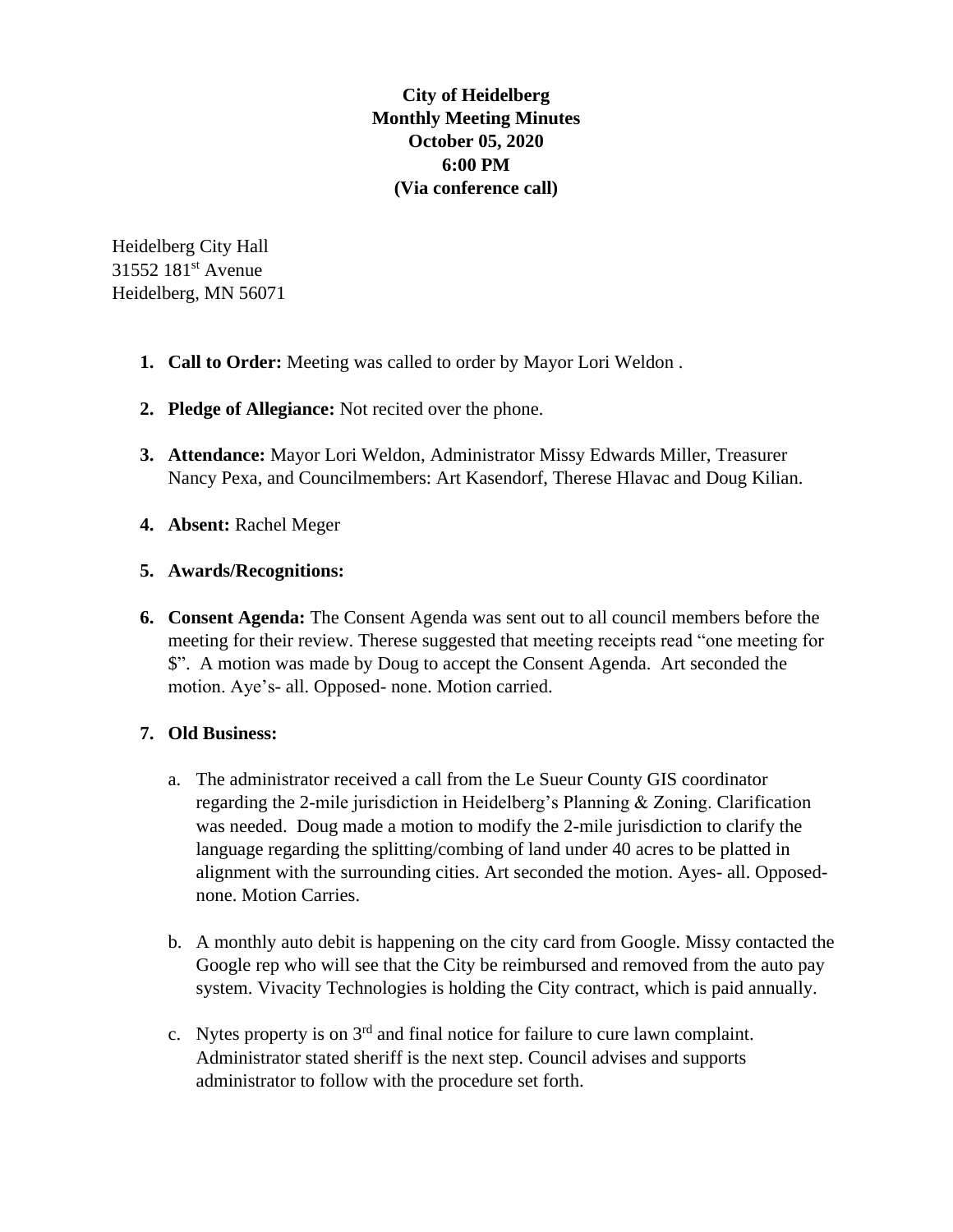**City of Heidelberg**
**Monthly Meeting Minutes**
**October 05, 2020**
**6:00 PM**
**(Via conference call)**

Heidelberg City Hall
31552 181st Avenue
Heidelberg, MN 56071

1. **Call to Order:** Meeting was called to order by Mayor Lori Weldon .

2. **Pledge of Allegiance:** Not recited over the phone.

3. **Attendance:** Mayor Lori Weldon, Administrator Missy Edwards Miller, Treasurer Nancy Pexa, and Councilmembers: Art Kasendorf, Therese Hlavac and Doug Kilian.

4. **Absent:** Rachel Meger

5. **Awards/Recognitions:**

6. **Consent Agenda:** The Consent Agenda was sent out to all council members before the meeting for their review. Therese suggested that meeting receipts read "one meeting for $". A motion was made by Doug to accept the Consent Agenda. Art seconded the motion. Aye's- all. Opposed- none. Motion carried.

7. **Old Business:**

   a. The administrator received a call from the Le Sueur County GIS coordinator regarding the 2-mile jurisdiction in Heidelberg's Planning & Zoning. Clarification was needed. Doug made a motion to modify the 2-mile jurisdiction to clarify the language regarding the splitting/combing of land under 40 acres to be platted in alignment with the surrounding cities. Art seconded the motion. Ayes- all. Opposed- none. Motion Carries.

   b. A monthly auto debit is happening on the city card from Google. Missy contacted the Google rep who will see that the City be reimbursed and removed from the auto pay system. Vivacity Technologies is holding the City contract, which is paid annually.

   c. Nytes property is on 3rd and final notice for failure to cure lawn complaint. Administrator stated sheriff is the next step. Council advises and supports administrator to follow with the procedure set forth.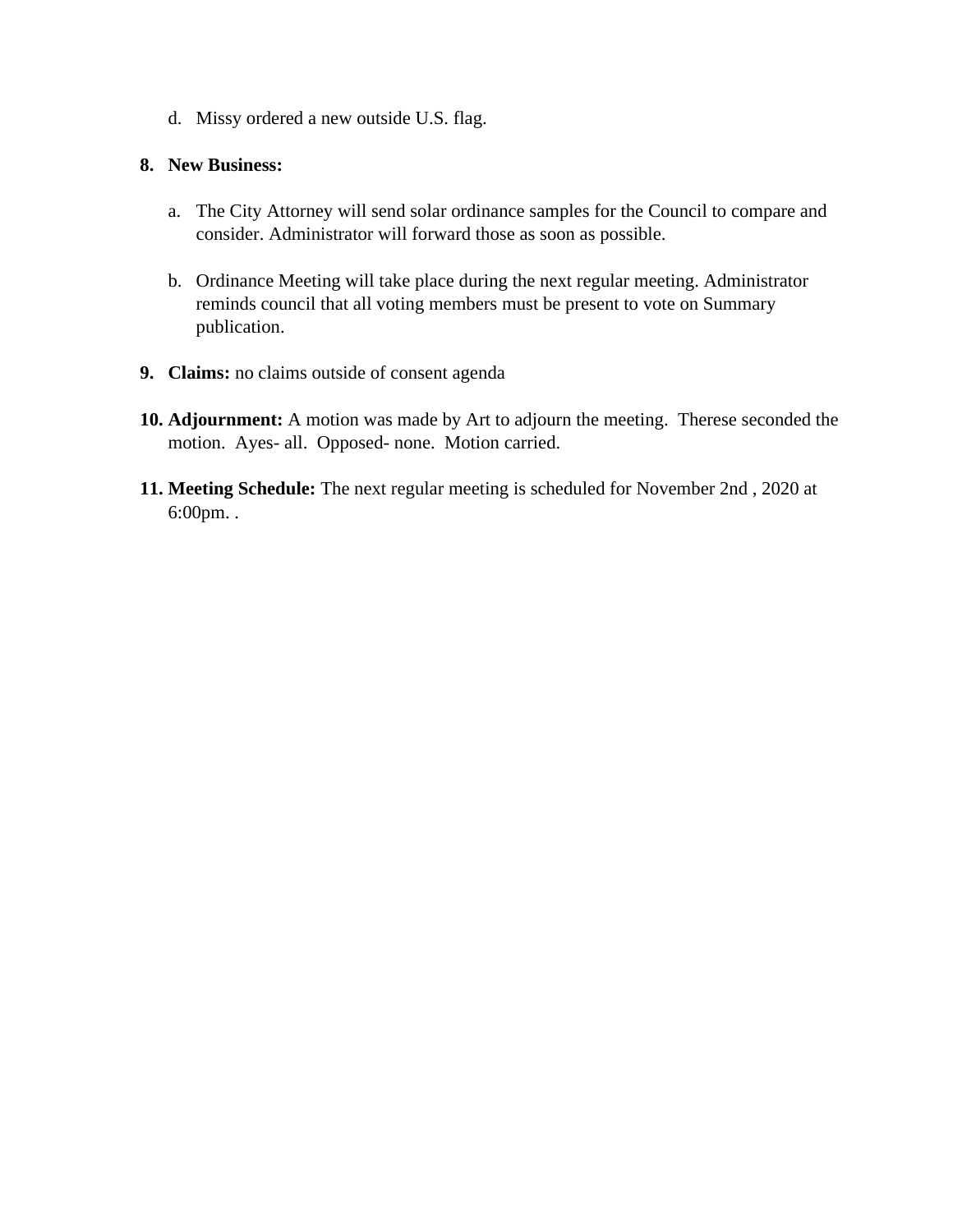d. Missy ordered a new outside U.S. flag.

8. **New Business:**

   a. The City Attorney will send solar ordinance samples for the Council to compare and consider. Administrator will forward those as soon as possible.

   b. Ordinance Meeting will take place during the next regular meeting. Administrator reminds council that all voting members must be present to vote on Summary publication.

9. **Claims:** no claims outside of consent agenda

10. **Adjournment:** A motion was made by Art to adjourn the meeting. Therese seconded the motion. Ayes- all. Opposed- none. Motion carried.

11. **Meeting Schedule:** The next regular meeting is scheduled for November 2nd , 2020 at 6:00pm. .